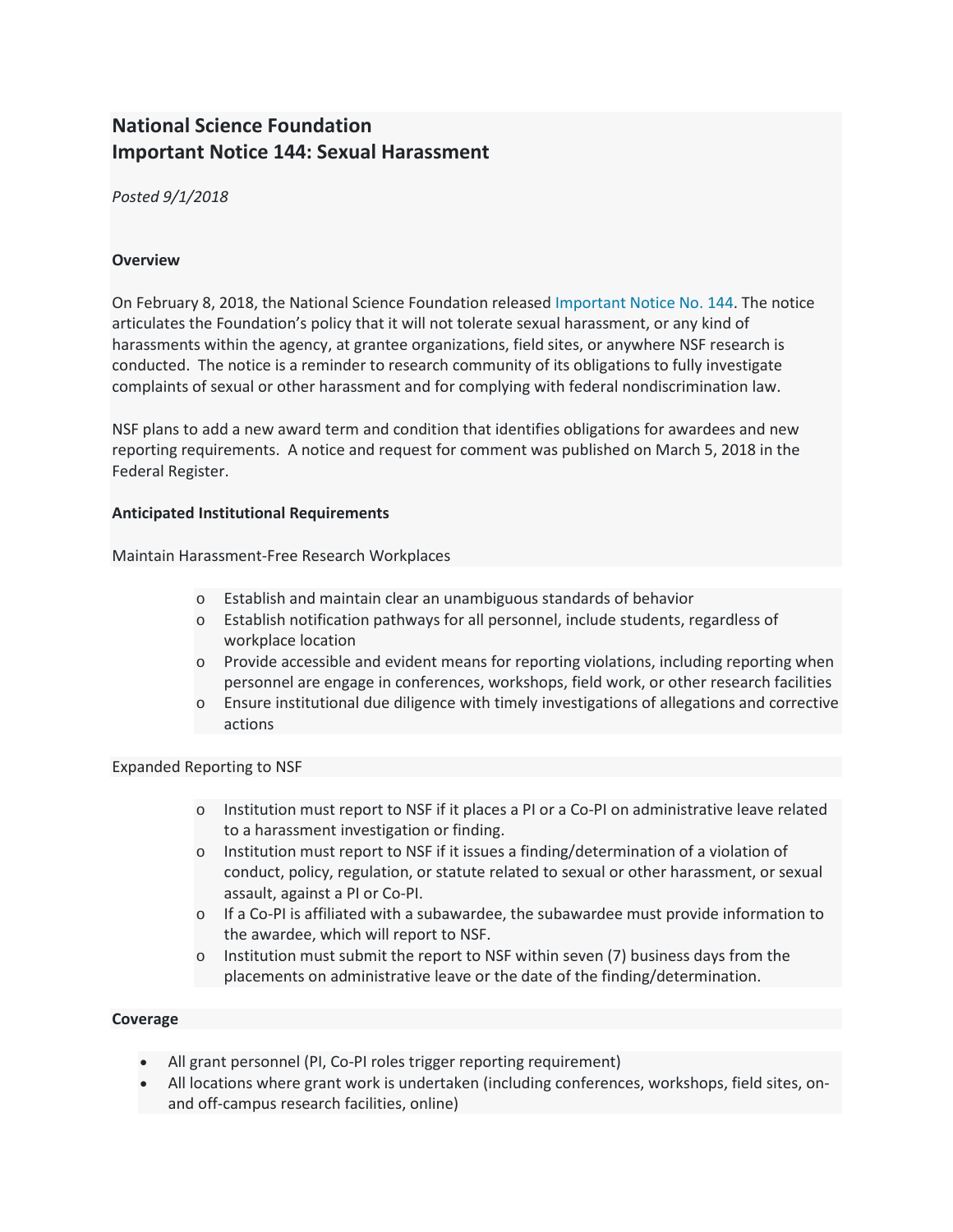# National Science Foundation
# Important Notice 144: Sexual Harassment

*Posted 9/1/2018*

**Overview**

On February 8, 2018, the National Science Foundation released Important Notice No. 144. The notice articulates the Foundation's policy that it will not tolerate sexual harassment, or any kind of harassments within the agency, at grantee organizations, field sites, or anywhere NSF research is conducted. The notice is a reminder to research community of its obligations to fully investigate complaints of sexual or other harassment and for complying with federal nondiscrimination law.

NSF plans to add a new award term and condition that identifies obligations for awardees and new reporting requirements. A notice and request for comment was published on March 5, 2018 in the Federal Register.

**Anticipated Institutional Requirements**

Maintain Harassment-Free Research Workplaces

- Establish and maintain clear an unambiguous standards of behavior
- Establish notification pathways for all personnel, include students, regardless of workplace location
- Provide accessible and evident means for reporting violations, including reporting when personnel are engage in conferences, workshops, field work, or other research facilities
- Ensure institutional due diligence with timely investigations of allegations and corrective actions

Expanded Reporting to NSF

- Institution must report to NSF if it places a PI or a Co-PI on administrative leave related to a harassment investigation or finding.
- Institution must report to NSF if it issues a finding/determination of a violation of conduct, policy, regulation, or statute related to sexual or other harassment, or sexual assault, against a PI or Co-PI.
- If a Co-PI is affiliated with a subawardee, the subawardee must provide information to the awardee, which will report to NSF.
- Institution must submit the report to NSF within seven (7) business days from the placements on administrative leave or the date of the finding/determination.

**Coverage**

- All grant personnel (PI, Co-PI roles trigger reporting requirement)
- All locations where grant work is undertaken (including conferences, workshops, field sites, on- and off-campus research facilities, online)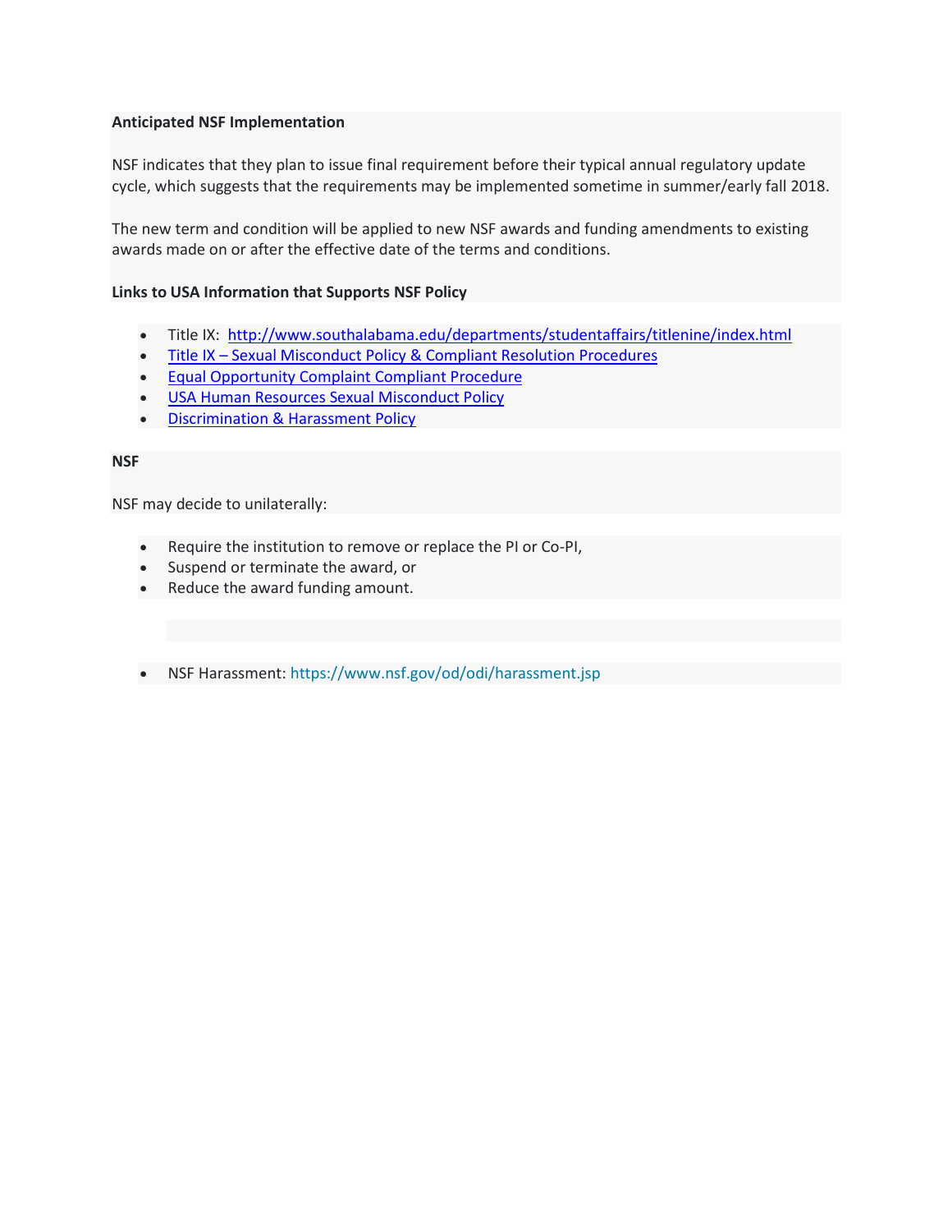**Anticipated NSF Implementation**

NSF indicates that they plan to issue final requirement before their typical annual regulatory update cycle, which suggests that the requirements may be implemented sometime in summer/early fall 2018.

The new term and condition will be applied to new NSF awards and funding amendments to existing awards made on or after the effective date of the terms and conditions.

**Links to USA Information that Supports NSF Policy**

- Title IX: http://www.southalabama.edu/departments/studentaffairs/titlenine/index.html
- Title IX – Sexual Misconduct Policy & Compliant Resolution Procedures
- Equal Opportunity Complaint Compliant Procedure
- USA Human Resources Sexual Misconduct Policy
- Discrimination & Harassment Policy

**NSF**

NSF may decide to unilaterally:

- Require the institution to remove or replace the PI or Co-PI,
- Suspend or terminate the award, or
- Reduce the award funding amount.

- NSF Harassment: https://www.nsf.gov/od/odi/harassment.jsp